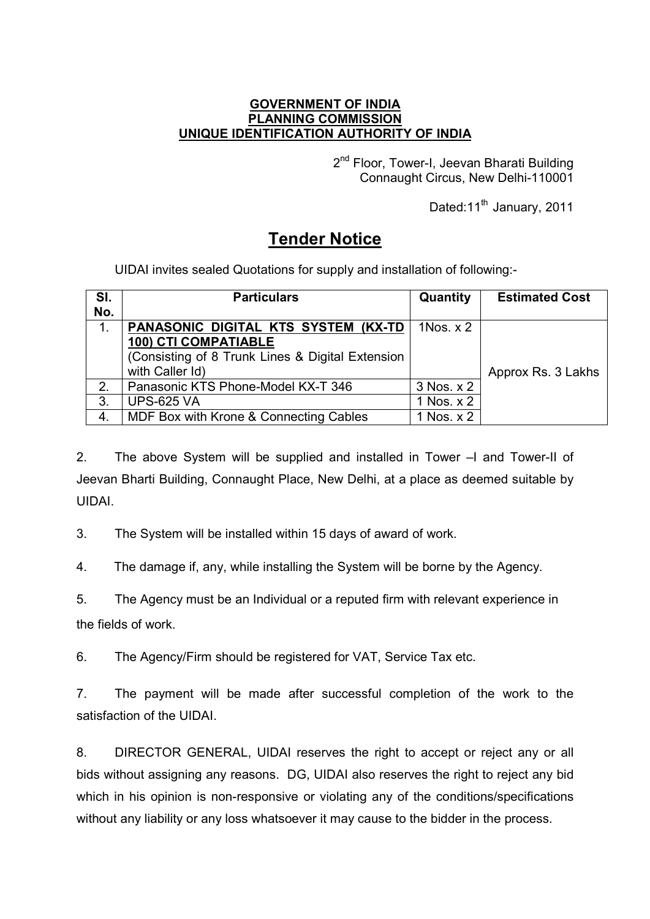**GOVERNMENT OF INDIA**
**PLANNING COMMISSION**
**UNIQUE IDENTIFICATION AUTHORITY OF INDIA**

2nd Floor, Tower-I, Jeevan Bharati Building
Connaught Circus, New Delhi-110001

Dated:11th January, 2011

# Tender Notice

UIDAI invites sealed Quotations for supply and installation of following:-

| Sl. No. | Particulars | Quantity | Estimated Cost |
|---|---|---|---|
| 1. | **PANASONIC DIGITAL KTS SYSTEM (KX-TD 100) CTI COMPATIABLE** (Consisting of 8 Trunk Lines & Digital Extension with Caller Id) | 1Nos. x 2 | Approx Rs. 3 Lakhs |
| 2. | Panasonic KTS Phone-Model KX-T 346 | 3 Nos. x 2 | |
| 3. | UPS-625 VA | 1 Nos. x 2 | |
| 4. | MDF Box with Krone & Connecting Cables | 1 Nos. x 2 | |

2. The above System will be supplied and installed in Tower –I and Tower-II of Jeevan Bharti Building, Connaught Place, New Delhi, at a place as deemed suitable by UIDAI.

3. The System will be installed within 15 days of award of work.

4. The damage if, any, while installing the System will be borne by the Agency.

5. The Agency must be an Individual or a reputed firm with relevant experience in the fields of work.

6. The Agency/Firm should be registered for VAT, Service Tax etc.

7. The payment will be made after successful completion of the work to the satisfaction of the UIDAI.

8. DIRECTOR GENERAL, UIDAI reserves the right to accept or reject any or all bids without assigning any reasons. DG, UIDAI also reserves the right to reject any bid which in his opinion is non-responsive or violating any of the conditions/specifications without any liability or any loss whatsoever it may cause to the bidder in the process.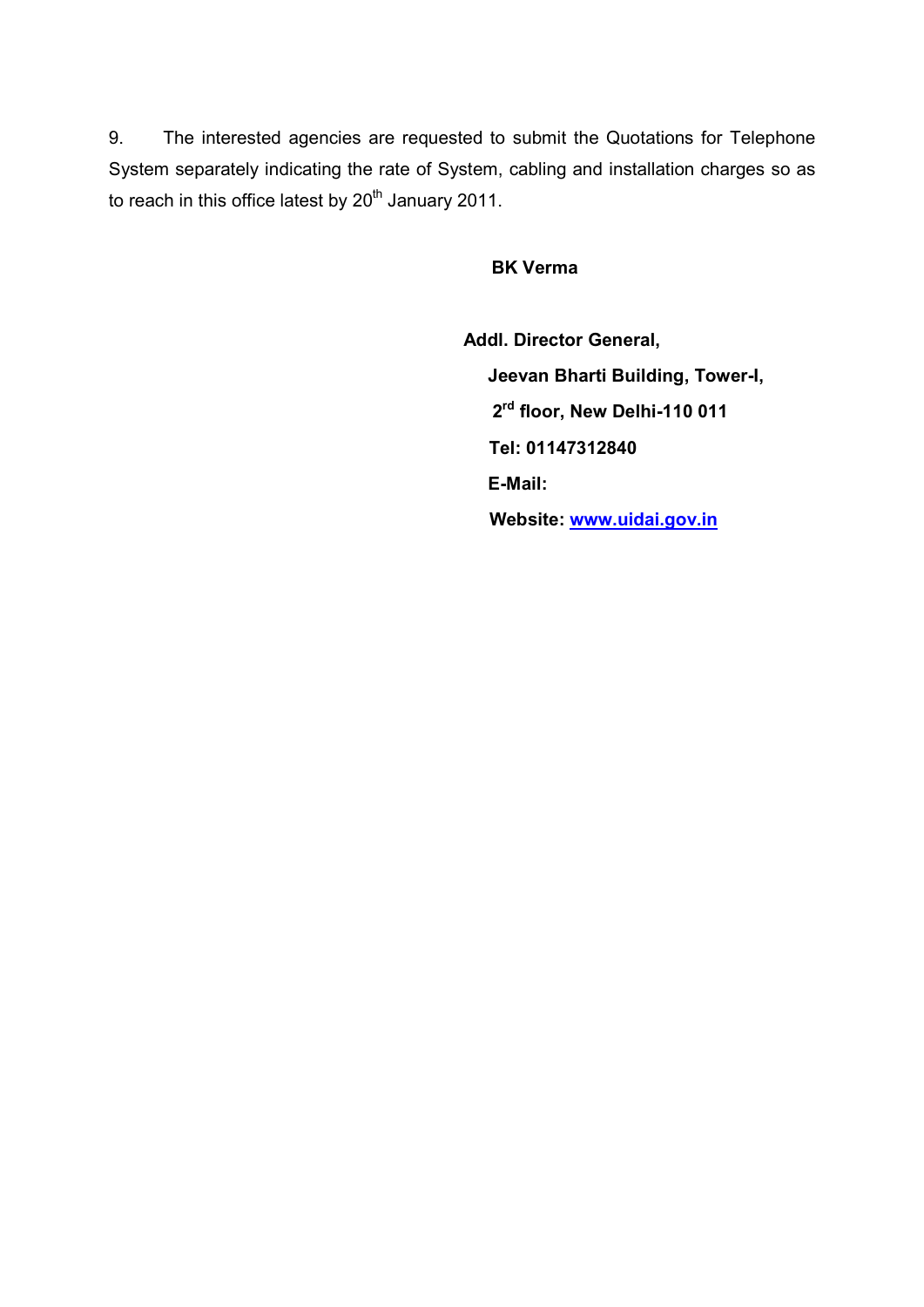9. The interested agencies are requested to submit the Quotations for Telephone System separately indicating the rate of System, cabling and installation charges so as to reach in this office latest by 20th January 2011.

**BK Verma**

**Addl. Director General,**

**Jeevan Bharti Building, Tower-I,**

**2rd floor, New Delhi-110 011**

**Tel: 01147312840**

**E-Mail:**

**Website: [www.uidai.gov.in](http://www.uidai.gov.in)**